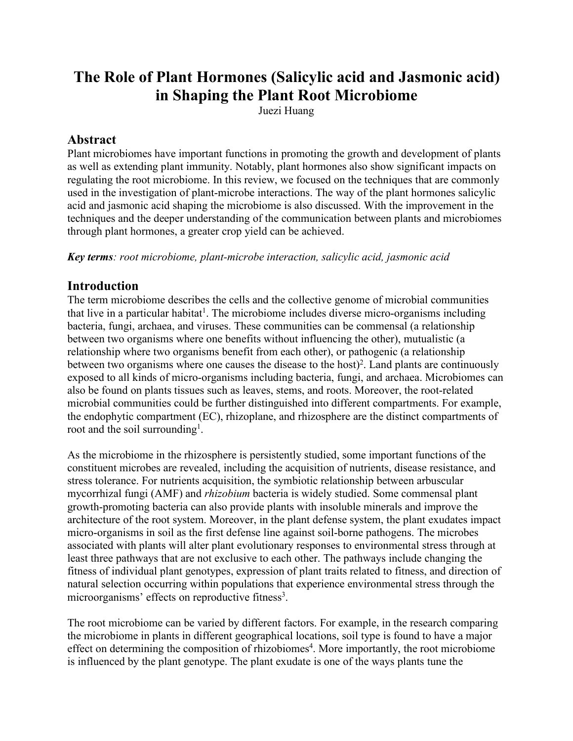# The Role of Plant Hormones (Salicylic acid and Jasmonic acid) in Shaping the Plant Root Microbiome

Juezi Huang

## Abstract

Plant microbiomes have important functions in promoting the growth and development of plants as well as extending plant immunity. Notably, plant hormones also show significant impacts on regulating the root microbiome. In this review, we focused on the techniques that are commonly used in the investigation of plant-microbe interactions. The way of the plant hormones salicylic acid and jasmonic acid shaping the microbiome is also discussed. With the improvement in the techniques and the deeper understanding of the communication between plants and microbiomes through plant hormones, a greater crop yield can be achieved.

***Key terms**: root microbiome, plant-microbe interaction, salicylic acid, jasmonic acid*

## Introduction

The term microbiome describes the cells and the collective genome of microbial communities that live in a particular habitat[1]. The microbiome includes diverse micro-organisms including bacteria, fungi, archaea, and viruses. These communities can be commensal (a relationship between two organisms where one benefits without influencing the other), mutualistic (a relationship where two organisms benefit from each other), or pathogenic (a relationship between two organisms where one causes the disease to the host)[2]. Land plants are continuously exposed to all kinds of micro-organisms including bacteria, fungi, and archaea. Microbiomes can also be found on plants tissues such as leaves, stems, and roots. Moreover, the root-related microbial communities could be further distinguished into different compartments. For example, the endophytic compartment (EC), rhizoplane, and rhizosphere are the distinct compartments of root and the soil surrounding[1].

As the microbiome in the rhizosphere is persistently studied, some important functions of the constituent microbes are revealed, including the acquisition of nutrients, disease resistance, and stress tolerance. For nutrients acquisition, the symbiotic relationship between arbuscular mycorrhizal fungi (AMF) and *rhizobium* bacteria is widely studied. Some commensal plant growth-promoting bacteria can also provide plants with insoluble minerals and improve the architecture of the root system. Moreover, in the plant defense system, the plant exudates impact micro-organisms in soil as the first defense line against soil-borne pathogens. The microbes associated with plants will alter plant evolutionary responses to environmental stress through at least three pathways that are not exclusive to each other. The pathways include changing the fitness of individual plant genotypes, expression of plant traits related to fitness, and direction of natural selection occurring within populations that experience environmental stress through the microorganisms' effects on reproductive fitness[3].

The root microbiome can be varied by different factors. For example, in the research comparing the microbiome in plants in different geographical locations, soil type is found to have a major effect on determining the composition of rhizobiomes[4]. More importantly, the root microbiome is influenced by the plant genotype. The plant exudate is one of the ways plants tune the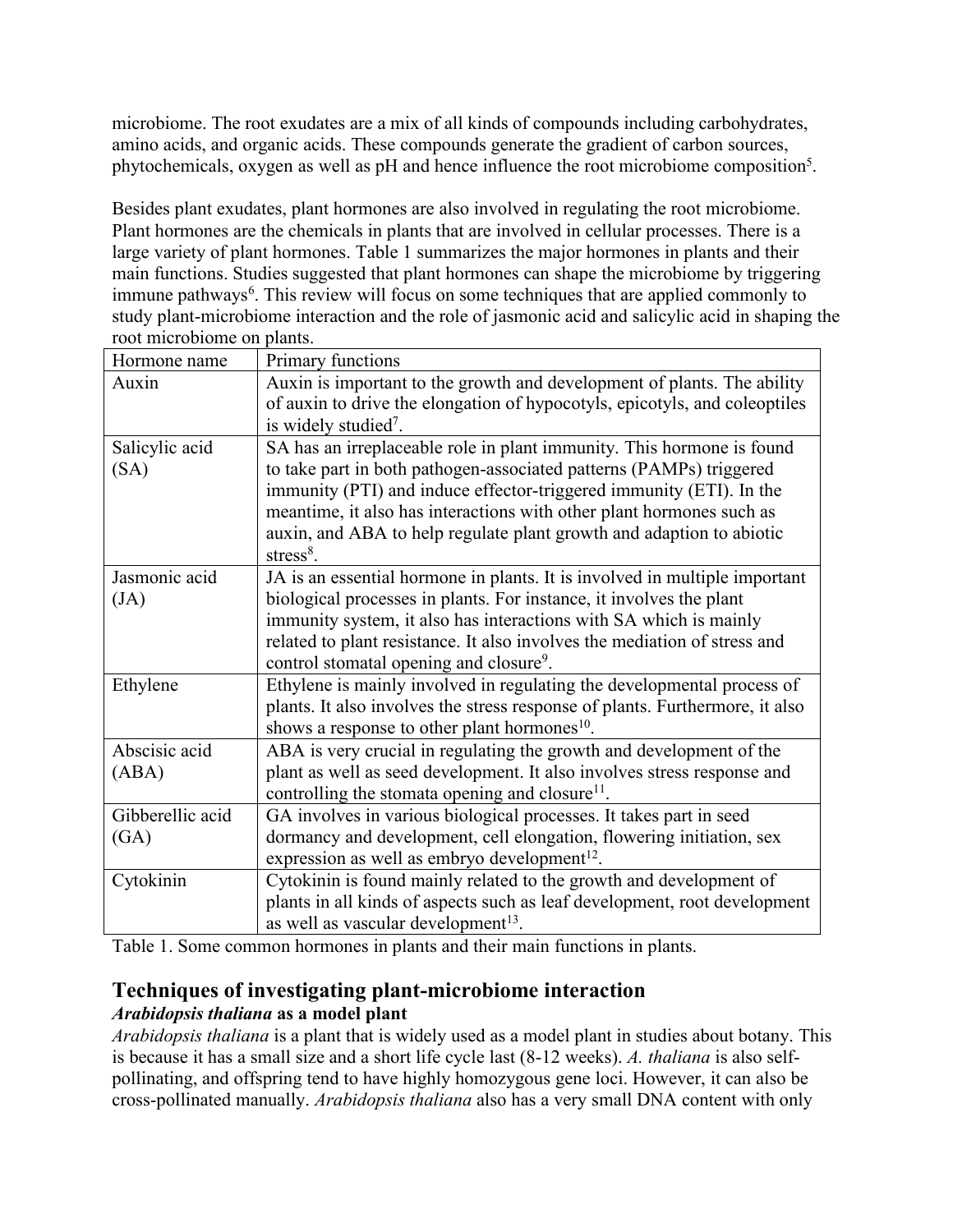microbiome. The root exudates are a mix of all kinds of compounds including carbohydrates, amino acids, and organic acids. These compounds generate the gradient of carbon sources, phytochemicals, oxygen as well as pH and hence influence the root microbiome composition[5].

Besides plant exudates, plant hormones are also involved in regulating the root microbiome. Plant hormones are the chemicals in plants that are involved in cellular processes. There is a large variety of plant hormones. Table 1 summarizes the major hormones in plants and their main functions. Studies suggested that plant hormones can shape the microbiome by triggering immune pathways[6]. This review will focus on some techniques that are applied commonly to study plant-microbiome interaction and the role of jasmonic acid and salicylic acid in shaping the root microbiome on plants.

| Hormone name | Primary functions |
| --- | --- |
| Auxin | Auxin is important to the growth and development of plants. The ability of auxin to drive the elongation of hypocotyls, epicotyls, and coleoptiles is widely studied[7]. |
| Salicylic acid (SA) | SA has an irreplaceable role in plant immunity. This hormone is found to take part in both pathogen-associated patterns (PAMPs) triggered immunity (PTI) and induce effector-triggered immunity (ETI). In the meantime, it also has interactions with other plant hormones such as auxin, and ABA to help regulate plant growth and adaption to abiotic stress[8]. |
| Jasmonic acid (JA) | JA is an essential hormone in plants. It is involved in multiple important biological processes in plants. For instance, it involves the plant immunity system, it also has interactions with SA which is mainly related to plant resistance. It also involves the mediation of stress and control stomatal opening and closure[9]. |
| Ethylene | Ethylene is mainly involved in regulating the developmental process of plants. It also involves the stress response of plants. Furthermore, it also shows a response to other plant hormones[10]. |
| Abscisic acid (ABA) | ABA is very crucial in regulating the growth and development of the plant as well as seed development. It also involves stress response and controlling the stomata opening and closure[11]. |
| Gibberellic acid (GA) | GA involves in various biological processes. It takes part in seed dormancy and development, cell elongation, flowering initiation, sex expression as well as embryo development[12]. |
| Cytokinin | Cytokinin is found mainly related to the growth and development of plants in all kinds of aspects such as leaf development, root development as well as vascular development[13]. |

Table 1. Some common hormones in plants and their main functions in plants.

## Techniques of investigating plant-microbiome interaction

### *Arabidopsis thaliana* as a model plant

*Arabidopsis thaliana* is a plant that is widely used as a model plant in studies about botany. This is because it has a small size and a short life cycle last (8-12 weeks). *A. thaliana* is also self-pollinating, and offspring tend to have highly homozygous gene loci. However, it can also be cross-pollinated manually. *Arabidopsis thaliana* also has a very small DNA content with only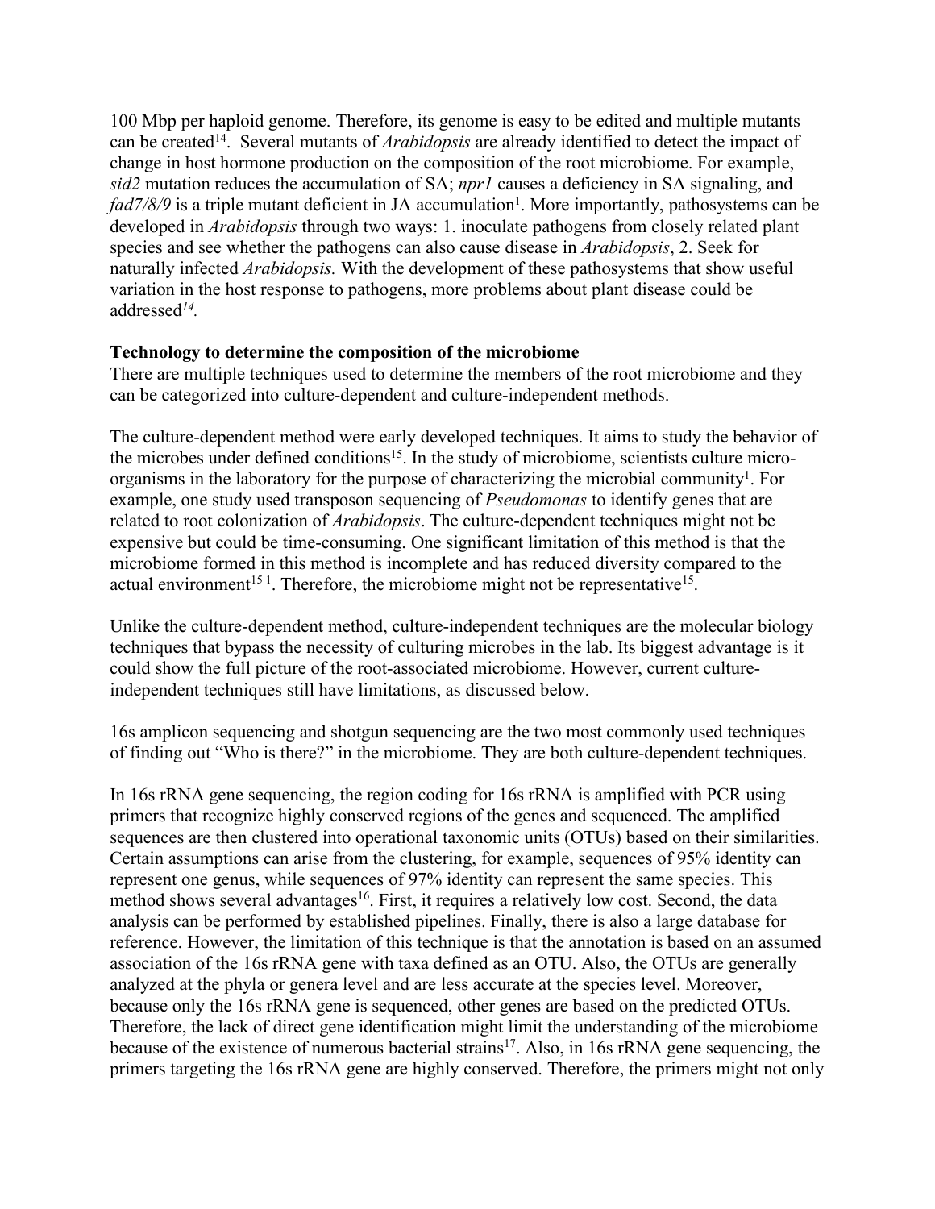100 Mbp per haploid genome. Therefore, its genome is easy to be edited and multiple mutants can be created[14]. Several mutants of *Arabidopsis* are already identified to detect the impact of change in host hormone production on the composition of the root microbiome. For example, *sid2* mutation reduces the accumulation of SA; *npr1* causes a deficiency in SA signaling, and *fad7/8/9* is a triple mutant deficient in JA accumulation[1]. More importantly, pathosystems can be developed in *Arabidopsis* through two ways: 1. inoculate pathogens from closely related plant species and see whether the pathogens can also cause disease in *Arabidopsis*, 2. Seek for naturally infected *Arabidopsis.* With the development of these pathosystems that show useful variation in the host response to pathogens, more problems about plant disease could be addressed[14].

**Technology to determine the composition of the microbiome**

There are multiple techniques used to determine the members of the root microbiome and they can be categorized into culture-dependent and culture-independent methods.

The culture-dependent method were early developed techniques. It aims to study the behavior of the microbes under defined conditions[15]. In the study of microbiome, scientists culture micro-organisms in the laboratory for the purpose of characterizing the microbial community[1]. For example, one study used transposon sequencing of *Pseudomonas* to identify genes that are related to root colonization of *Arabidopsis*. The culture-dependent techniques might not be expensive but could be time-consuming. One significant limitation of this method is that the microbiome formed in this method is incomplete and has reduced diversity compared to the actual environment[15 1]. Therefore, the microbiome might not be representative[15].

Unlike the culture-dependent method, culture-independent techniques are the molecular biology techniques that bypass the necessity of culturing microbes in the lab. Its biggest advantage is it could show the full picture of the root-associated microbiome. However, current culture-independent techniques still have limitations, as discussed below.

16s amplicon sequencing and shotgun sequencing are the two most commonly used techniques of finding out "Who is there?" in the microbiome. They are both culture-dependent techniques.

In 16s rRNA gene sequencing, the region coding for 16s rRNA is amplified with PCR using primers that recognize highly conserved regions of the genes and sequenced. The amplified sequences are then clustered into operational taxonomic units (OTUs) based on their similarities. Certain assumptions can arise from the clustering, for example, sequences of 95% identity can represent one genus, while sequences of 97% identity can represent the same species. This method shows several advantages[16]. First, it requires a relatively low cost. Second, the data analysis can be performed by established pipelines. Finally, there is also a large database for reference. However, the limitation of this technique is that the annotation is based on an assumed association of the 16s rRNA gene with taxa defined as an OTU. Also, the OTUs are generally analyzed at the phyla or genera level and are less accurate at the species level. Moreover, because only the 16s rRNA gene is sequenced, other genes are based on the predicted OTUs. Therefore, the lack of direct gene identification might limit the understanding of the microbiome because of the existence of numerous bacterial strains[17]. Also, in 16s rRNA gene sequencing, the primers targeting the 16s rRNA gene are highly conserved. Therefore, the primers might not only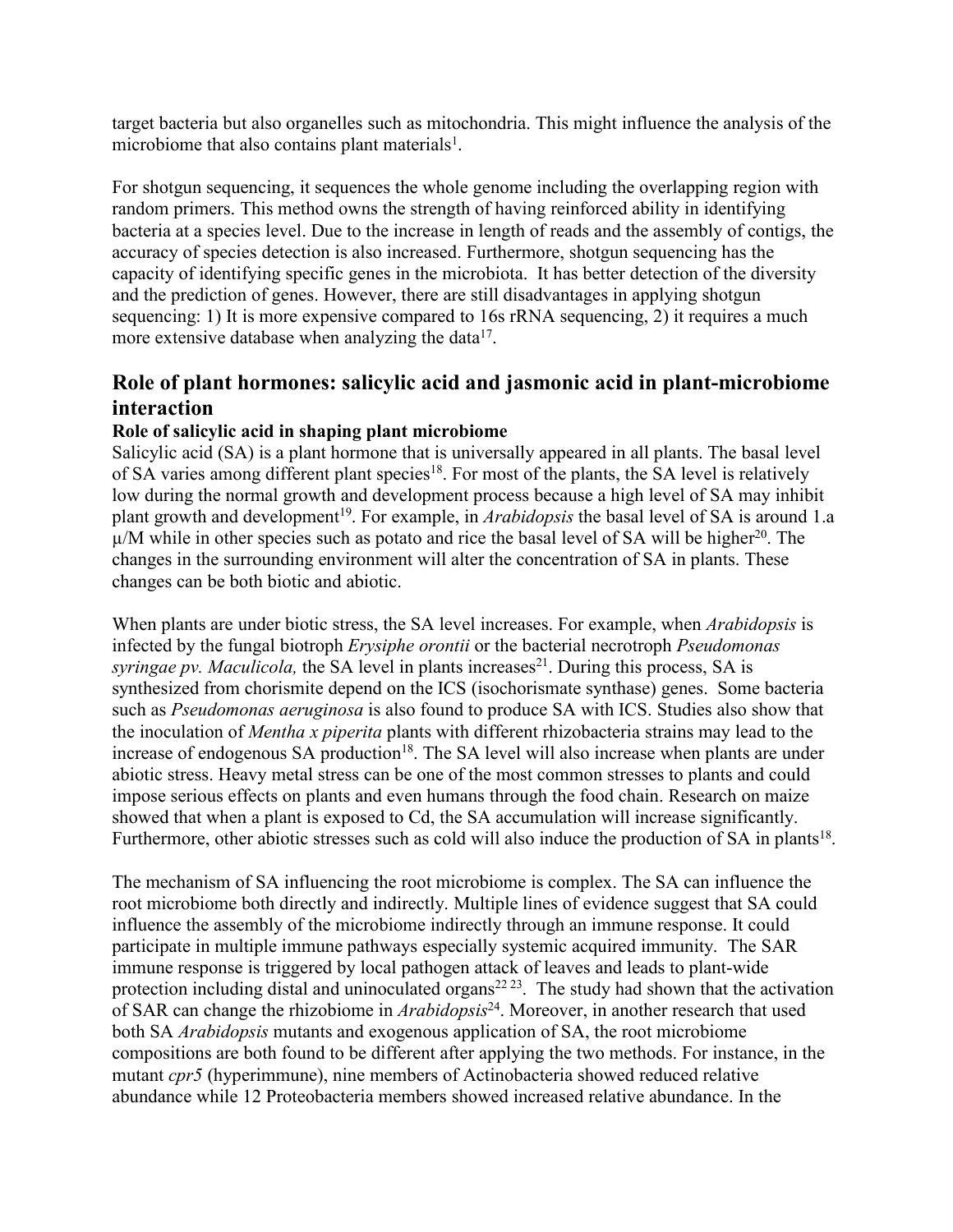target bacteria but also organelles such as mitochondria. This might influence the analysis of the microbiome that also contains plant materials[1].

For shotgun sequencing, it sequences the whole genome including the overlapping region with random primers. This method owns the strength of having reinforced ability in identifying bacteria at a species level. Due to the increase in length of reads and the assembly of contigs, the accuracy of species detection is also increased. Furthermore, shotgun sequencing has the capacity of identifying specific genes in the microbiota. It has better detection of the diversity and the prediction of genes. However, there are still disadvantages in applying shotgun sequencing: 1) It is more expensive compared to 16s rRNA sequencing, 2) it requires a much more extensive database when analyzing the data[17].

## Role of plant hormones: salicylic acid and jasmonic acid in plant-microbiome interaction

### Role of salicylic acid in shaping plant microbiome

Salicylic acid (SA) is a plant hormone that is universally appeared in all plants. The basal level of SA varies among different plant species[18]. For most of the plants, the SA level is relatively low during the normal growth and development process because a high level of SA may inhibit plant growth and development[19]. For example, in *Arabidopsis* the basal level of SA is around 1.a µ/M while in other species such as potato and rice the basal level of SA will be higher[20]. The changes in the surrounding environment will alter the concentration of SA in plants. These changes can be both biotic and abiotic.

When plants are under biotic stress, the SA level increases. For example, when *Arabidopsis* is infected by the fungal biotroph *Erysiphe orontii* or the bacterial necrotroph *Pseudomonas syringae pv. Maculicola,* the SA level in plants increases[21]. During this process, SA is synthesized from chorismite depend on the ICS (isochorismate synthase) genes. Some bacteria such as *Pseudomonas aeruginosa* is also found to produce SA with ICS. Studies also show that the inoculation of *Mentha x piperita* plants with different rhizobacteria strains may lead to the increase of endogenous SA production[18]. The SA level will also increase when plants are under abiotic stress. Heavy metal stress can be one of the most common stresses to plants and could impose serious effects on plants and even humans through the food chain. Research on maize showed that when a plant is exposed to Cd, the SA accumulation will increase significantly. Furthermore, other abiotic stresses such as cold will also induce the production of SA in plants[18].

The mechanism of SA influencing the root microbiome is complex. The SA can influence the root microbiome both directly and indirectly. Multiple lines of evidence suggest that SA could influence the assembly of the microbiome indirectly through an immune response. It could participate in multiple immune pathways especially systemic acquired immunity. The SAR immune response is triggered by local pathogen attack of leaves and leads to plant-wide protection including distal and uninoculated organs[22,23]. The study had shown that the activation of SAR can change the rhizobiome in *Arabidopsis*[24]. Moreover, in another research that used both SA *Arabidopsis* mutants and exogenous application of SA, the root microbiome compositions are both found to be different after applying the two methods. For instance, in the mutant *cpr5* (hyperimmune), nine members of Actinobacteria showed reduced relative abundance while 12 Proteobacteria members showed increased relative abundance. In the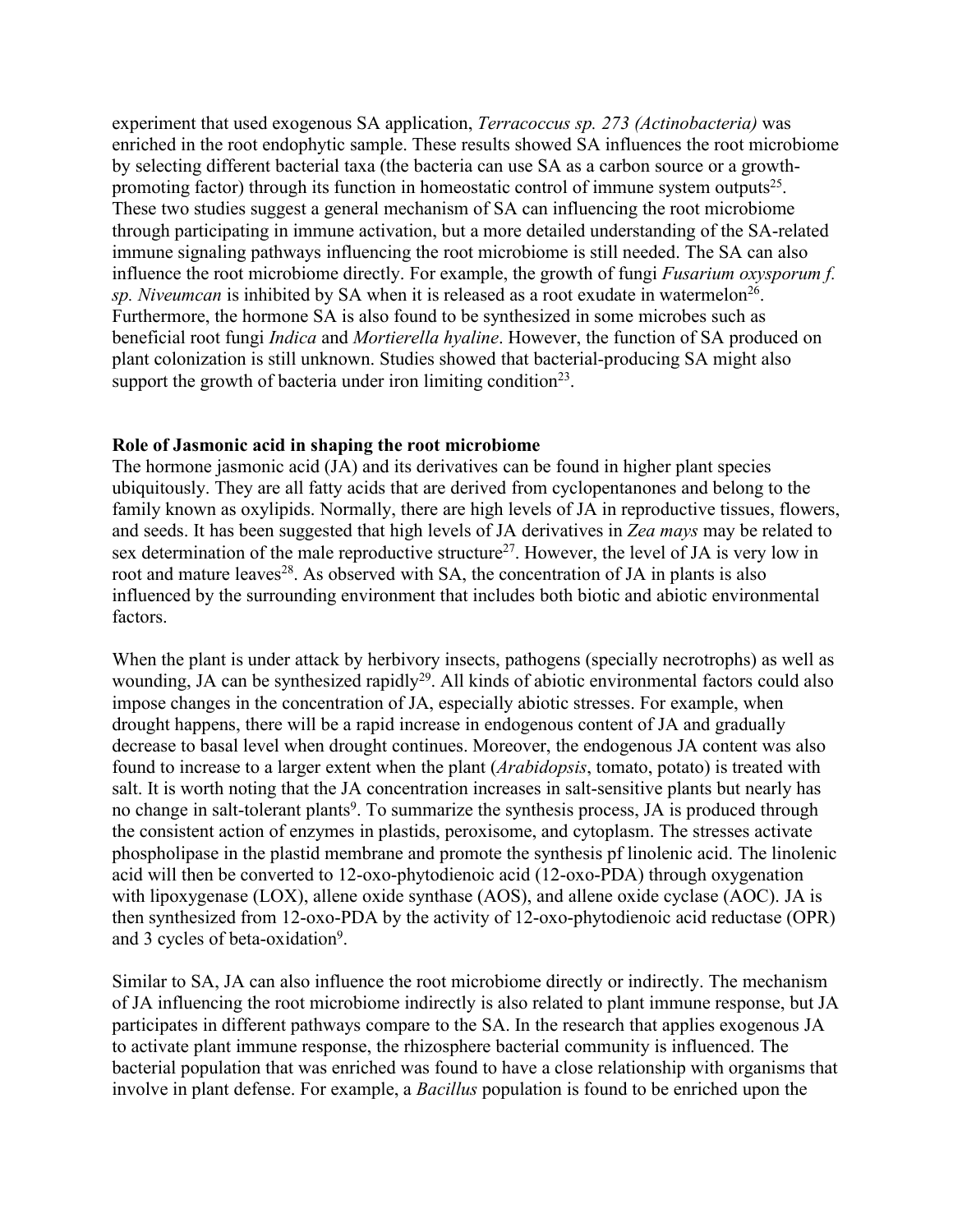experiment that used exogenous SA application, *Terracoccus sp. 273 (Actinobacteria)* was enriched in the root endophytic sample. These results showed SA influences the root microbiome by selecting different bacterial taxa (the bacteria can use SA as a carbon source or a growth-promoting factor) through its function in homeostatic control of immune system outputs[25]. These two studies suggest a general mechanism of SA can influencing the root microbiome through participating in immune activation, but a more detailed understanding of the SA-related immune signaling pathways influencing the root microbiome is still needed. The SA can also influence the root microbiome directly. For example, the growth of fungi *Fusarium oxysporum f. sp. Niveumcan* is inhibited by SA when it is released as a root exudate in watermelon[26]. Furthermore, the hormone SA is also found to be synthesized in some microbes such as beneficial root fungi *Indica* and *Mortierella hyaline*. However, the function of SA produced on plant colonization is still unknown. Studies showed that bacterial-producing SA might also support the growth of bacteria under iron limiting condition[23].

**Role of Jasmonic acid in shaping the root microbiome**

The hormone jasmonic acid (JA) and its derivatives can be found in higher plant species ubiquitously. They are all fatty acids that are derived from cyclopentanones and belong to the family known as oxylipids. Normally, there are high levels of JA in reproductive tissues, flowers, and seeds. It has been suggested that high levels of JA derivatives in *Zea mays* may be related to sex determination of the male reproductive structure[27]. However, the level of JA is very low in root and mature leaves[28]. As observed with SA, the concentration of JA in plants is also influenced by the surrounding environment that includes both biotic and abiotic environmental factors.

When the plant is under attack by herbivory insects, pathogens (specially necrotrophs) as well as wounding, JA can be synthesized rapidly[29]. All kinds of abiotic environmental factors could also impose changes in the concentration of JA, especially abiotic stresses. For example, when drought happens, there will be a rapid increase in endogenous content of JA and gradually decrease to basal level when drought continues. Moreover, the endogenous JA content was also found to increase to a larger extent when the plant (*Arabidopsis*, tomato, potato) is treated with salt. It is worth noting that the JA concentration increases in salt-sensitive plants but nearly has no change in salt-tolerant plants[9]. To summarize the synthesis process, JA is produced through the consistent action of enzymes in plastids, peroxisome, and cytoplasm. The stresses activate phospholipase in the plastid membrane and promote the synthesis pf linolenic acid. The linolenic acid will then be converted to 12-oxo-phytodienoic acid (12-oxo-PDA) through oxygenation with lipoxygenase (LOX), allene oxide synthase (AOS), and allene oxide cyclase (AOC). JA is then synthesized from 12-oxo-PDA by the activity of 12-oxo-phytodienoic acid reductase (OPR) and 3 cycles of beta-oxidation[9].

Similar to SA, JA can also influence the root microbiome directly or indirectly. The mechanism of JA influencing the root microbiome indirectly is also related to plant immune response, but JA participates in different pathways compare to the SA. In the research that applies exogenous JA to activate plant immune response, the rhizosphere bacterial community is influenced. The bacterial population that was enriched was found to have a close relationship with organisms that involve in plant defense. For example, a *Bacillus* population is found to be enriched upon the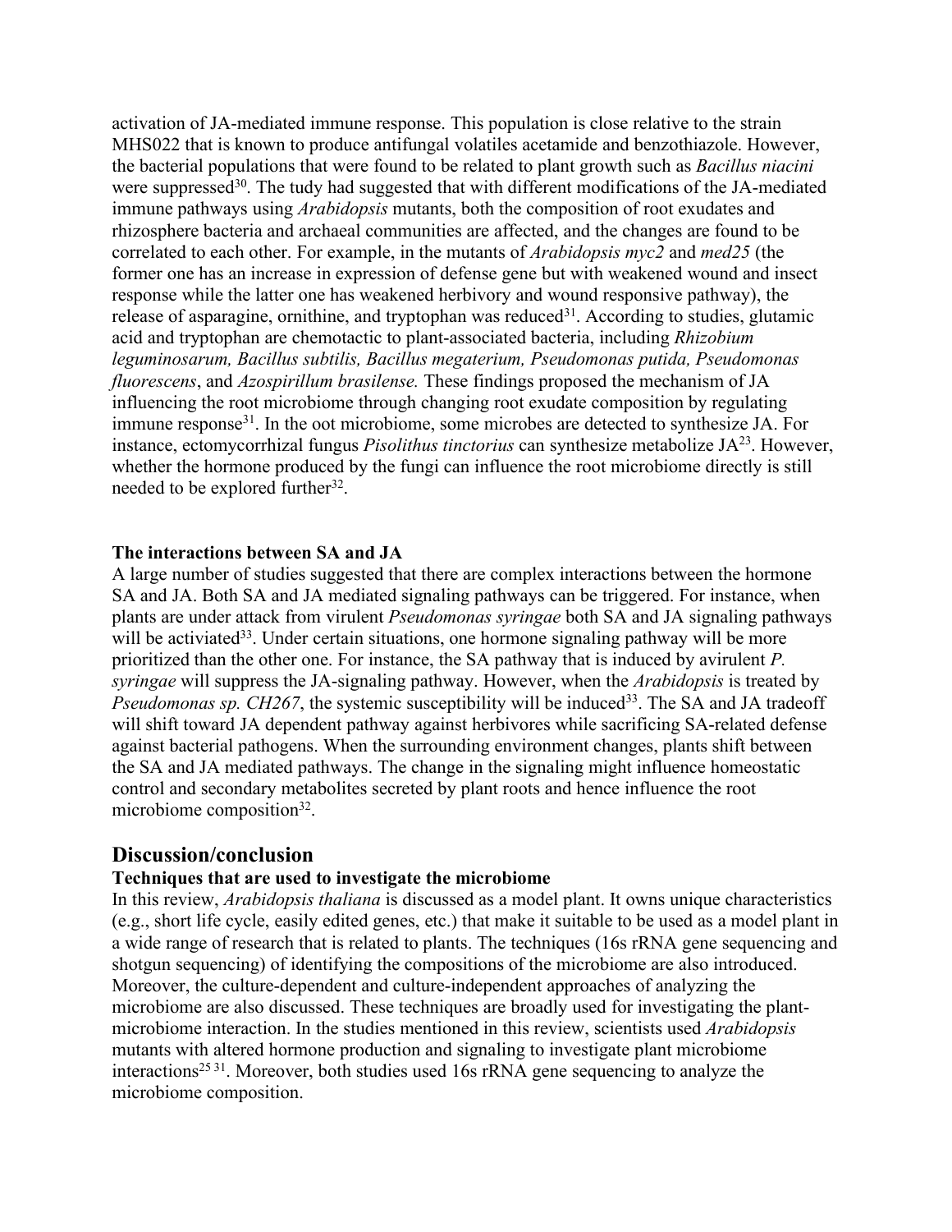activation of JA-mediated immune response. This population is close relative to the strain MHS022 that is known to produce antifungal volatiles acetamide and benzothiazole. However, the bacterial populations that were found to be related to plant growth such as *Bacillus niacini* were suppressed[30]. The tudy had suggested that with different modifications of the JA-mediated immune pathways using *Arabidopsis* mutants, both the composition of root exudates and rhizosphere bacteria and archaeal communities are affected, and the changes are found to be correlated to each other. For example, in the mutants of *Arabidopsis myc2* and *med25* (the former one has an increase in expression of defense gene but with weakened wound and insect response while the latter one has weakened herbivory and wound responsive pathway), the release of asparagine, ornithine, and tryptophan was reduced[31]. According to studies, glutamic acid and tryptophan are chemotactic to plant-associated bacteria, including *Rhizobium leguminosarum, Bacillus subtilis, Bacillus megaterium, Pseudomonas putida, Pseudomonas fluorescens*, and *Azospirillum brasilense.* These findings proposed the mechanism of JA influencing the root microbiome through changing root exudate composition by regulating immune response[31]. In the oot microbiome, some microbes are detected to synthesize JA. For instance, ectomycorrhizal fungus *Pisolithus tinctorius* can synthesize metabolize JA[23]. However, whether the hormone produced by the fungi can influence the root microbiome directly is still needed to be explored further[32].

### The interactions between SA and JA

A large number of studies suggested that there are complex interactions between the hormone SA and JA. Both SA and JA mediated signaling pathways can be triggered. For instance, when plants are under attack from virulent *Pseudomonas syringae* both SA and JA signaling pathways will be activiated[33]. Under certain situations, one hormone signaling pathway will be more prioritized than the other one. For instance, the SA pathway that is induced by avirulent *P. syringae* will suppress the JA-signaling pathway. However, when the *Arabidopsis* is treated by *Pseudomonas sp. CH267*, the systemic susceptibility will be induced[33]. The SA and JA tradeoff will shift toward JA dependent pathway against herbivores while sacrificing SA-related defense against bacterial pathogens. When the surrounding environment changes, plants shift between the SA and JA mediated pathways. The change in the signaling might influence homeostatic control and secondary metabolites secreted by plant roots and hence influence the root microbiome composition[32].

## Discussion/conclusion

### Techniques that are used to investigate the microbiome

In this review, *Arabidopsis thaliana* is discussed as a model plant. It owns unique characteristics (e.g., short life cycle, easily edited genes, etc.) that make it suitable to be used as a model plant in a wide range of research that is related to plants. The techniques (16s rRNA gene sequencing and shotgun sequencing) of identifying the compositions of the microbiome are also introduced. Moreover, the culture-dependent and culture-independent approaches of analyzing the microbiome are also discussed. These techniques are broadly used for investigating the plant-microbiome interaction. In the studies mentioned in this review, scientists used *Arabidopsis* mutants with altered hormone production and signaling to investigate plant microbiome interactions[25 31]. Moreover, both studies used 16s rRNA gene sequencing to analyze the microbiome composition.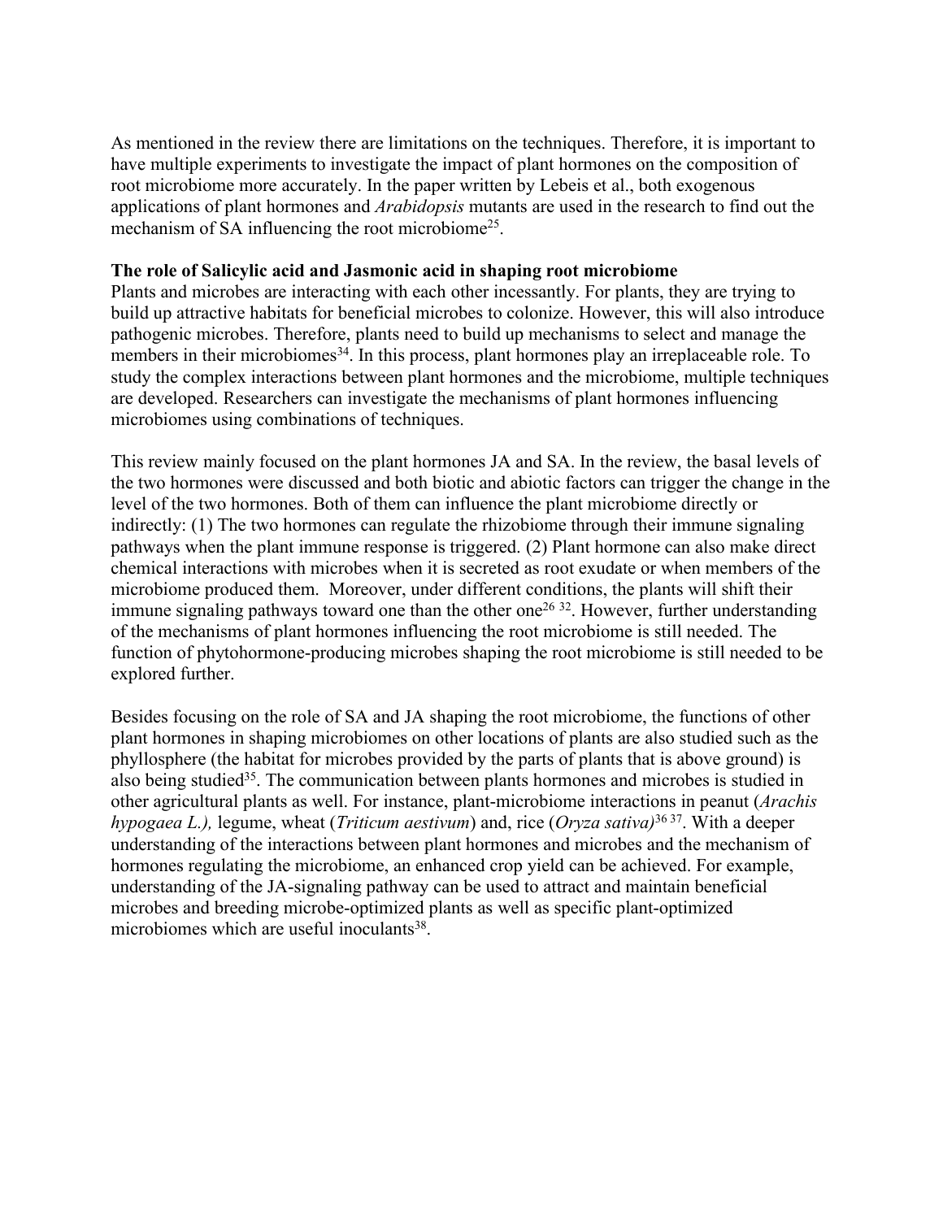As mentioned in the review there are limitations on the techniques. Therefore, it is important to have multiple experiments to investigate the impact of plant hormones on the composition of root microbiome more accurately. In the paper written by Lebeis et al., both exogenous applications of plant hormones and *Arabidopsis* mutants are used in the research to find out the mechanism of SA influencing the root microbiome[25].

**The role of Salicylic acid and Jasmonic acid in shaping root microbiome**

Plants and microbes are interacting with each other incessantly. For plants, they are trying to build up attractive habitats for beneficial microbes to colonize. However, this will also introduce pathogenic microbes. Therefore, plants need to build up mechanisms to select and manage the members in their microbiomes[34]. In this process, plant hormones play an irreplaceable role. To study the complex interactions between plant hormones and the microbiome, multiple techniques are developed. Researchers can investigate the mechanisms of plant hormones influencing microbiomes using combinations of techniques.

This review mainly focused on the plant hormones JA and SA. In the review, the basal levels of the two hormones were discussed and both biotic and abiotic factors can trigger the change in the level of the two hormones. Both of them can influence the plant microbiome directly or indirectly: (1) The two hormones can regulate the rhizobiome through their immune signaling pathways when the plant immune response is triggered. (2) Plant hormone can also make direct chemical interactions with microbes when it is secreted as root exudate or when members of the microbiome produced them. Moreover, under different conditions, the plants will shift their immune signaling pathways toward one than the other one[26 32]. However, further understanding of the mechanisms of plant hormones influencing the root microbiome is still needed. The function of phytohormone-producing microbes shaping the root microbiome is still needed to be explored further.

Besides focusing on the role of SA and JA shaping the root microbiome, the functions of other plant hormones in shaping microbiomes on other locations of plants are also studied such as the phyllosphere (the habitat for microbes provided by the parts of plants that is above ground) is also being studied[35]. The communication between plants hormones and microbes is studied in other agricultural plants as well. For instance, plant-microbiome interactions in peanut (*Arachis hypogaea L.),* legume, wheat (*Triticum aestivum*) and, rice (*Oryza sativa)*[36 37]. With a deeper understanding of the interactions between plant hormones and microbes and the mechanism of hormones regulating the microbiome, an enhanced crop yield can be achieved. For example, understanding of the JA-signaling pathway can be used to attract and maintain beneficial microbes and breeding microbe-optimized plants as well as specific plant-optimized microbiomes which are useful inoculants[38].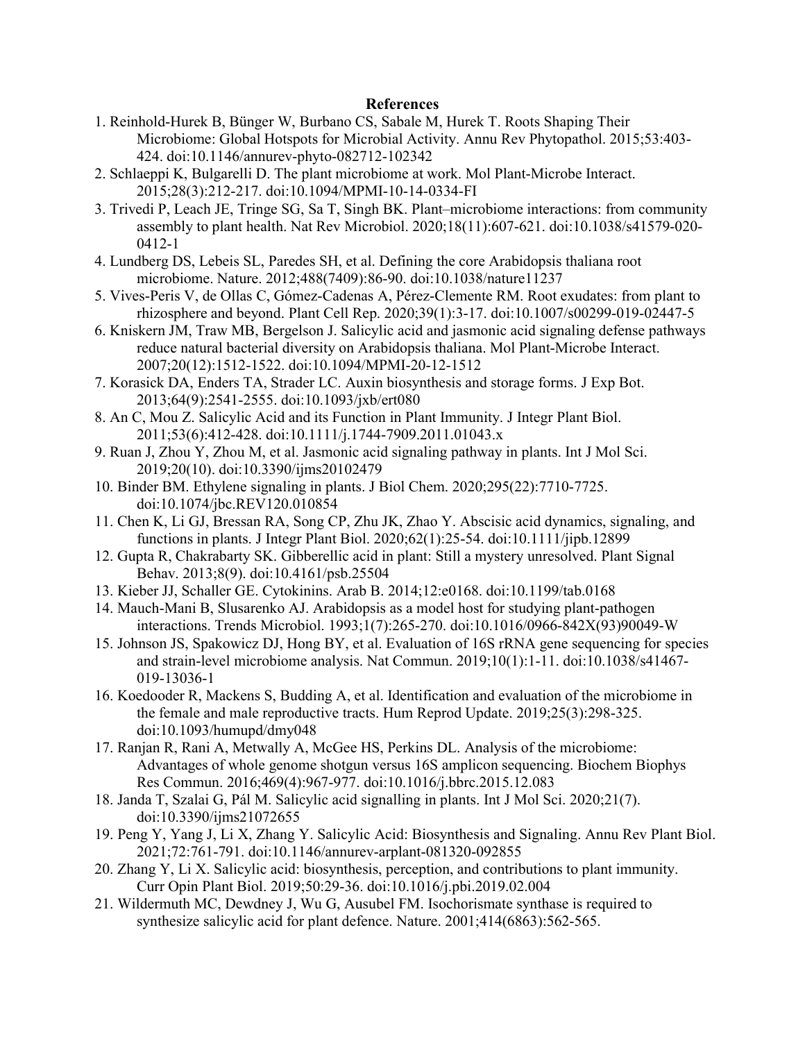## References

1. Reinhold-Hurek B, Bünger W, Burbano CS, Sabale M, Hurek T. Roots Shaping Their Microbiome: Global Hotspots for Microbial Activity. Annu Rev Phytopathol. 2015;53:403-424. doi:10.1146/annurev-phyto-082712-102342
2. Schlaeppi K, Bulgarelli D. The plant microbiome at work. Mol Plant-Microbe Interact. 2015;28(3):212-217. doi:10.1094/MPMI-10-14-0334-FI
3. Trivedi P, Leach JE, Tringe SG, Sa T, Singh BK. Plant–microbiome interactions: from community assembly to plant health. Nat Rev Microbiol. 2020;18(11):607-621. doi:10.1038/s41579-020-0412-1
4. Lundberg DS, Lebeis SL, Paredes SH, et al. Defining the core Arabidopsis thaliana root microbiome. Nature. 2012;488(7409):86-90. doi:10.1038/nature11237
5. Vives-Peris V, de Ollas C, Gómez-Cadenas A, Pérez-Clemente RM. Root exudates: from plant to rhizosphere and beyond. Plant Cell Rep. 2020;39(1):3-17. doi:10.1007/s00299-019-02447-5
6. Kniskern JM, Traw MB, Bergelson J. Salicylic acid and jasmonic acid signaling defense pathways reduce natural bacterial diversity on Arabidopsis thaliana. Mol Plant-Microbe Interact. 2007;20(12):1512-1522. doi:10.1094/MPMI-20-12-1512
7. Korasick DA, Enders TA, Strader LC. Auxin biosynthesis and storage forms. J Exp Bot. 2013;64(9):2541-2555. doi:10.1093/jxb/ert080
8. An C, Mou Z. Salicylic Acid and its Function in Plant Immunity. J Integr Plant Biol. 2011;53(6):412-428. doi:10.1111/j.1744-7909.2011.01043.x
9. Ruan J, Zhou Y, Zhou M, et al. Jasmonic acid signaling pathway in plants. Int J Mol Sci. 2019;20(10). doi:10.3390/ijms20102479
10. Binder BM. Ethylene signaling in plants. J Biol Chem. 2020;295(22):7710-7725. doi:10.1074/jbc.REV120.010854
11. Chen K, Li GJ, Bressan RA, Song CP, Zhu JK, Zhao Y. Abscisic acid dynamics, signaling, and functions in plants. J Integr Plant Biol. 2020;62(1):25-54. doi:10.1111/jipb.12899
12. Gupta R, Chakrabarty SK. Gibberellic acid in plant: Still a mystery unresolved. Plant Signal Behav. 2013;8(9). doi:10.4161/psb.25504
13. Kieber JJ, Schaller GE. Cytokinins. Arab B. 2014;12:e0168. doi:10.1199/tab.0168
14. Mauch-Mani B, Slusarenko AJ. Arabidopsis as a model host for studying plant-pathogen interactions. Trends Microbiol. 1993;1(7):265-270. doi:10.1016/0966-842X(93)90049-W
15. Johnson JS, Spakowicz DJ, Hong BY, et al. Evaluation of 16S rRNA gene sequencing for species and strain-level microbiome analysis. Nat Commun. 2019;10(1):1-11. doi:10.1038/s41467-019-13036-1
16. Koedooder R, Mackens S, Budding A, et al. Identification and evaluation of the microbiome in the female and male reproductive tracts. Hum Reprod Update. 2019;25(3):298-325. doi:10.1093/humupd/dmy048
17. Ranjan R, Rani A, Metwally A, McGee HS, Perkins DL. Analysis of the microbiome: Advantages of whole genome shotgun versus 16S amplicon sequencing. Biochem Biophys Res Commun. 2016;469(4):967-977. doi:10.1016/j.bbrc.2015.12.083
18. Janda T, Szalai G, Pál M. Salicylic acid signalling in plants. Int J Mol Sci. 2020;21(7). doi:10.3390/ijms21072655
19. Peng Y, Yang J, Li X, Zhang Y. Salicylic Acid: Biosynthesis and Signaling. Annu Rev Plant Biol. 2021;72:761-791. doi:10.1146/annurev-arplant-081320-092855
20. Zhang Y, Li X. Salicylic acid: biosynthesis, perception, and contributions to plant immunity. Curr Opin Plant Biol. 2019;50:29-36. doi:10.1016/j.pbi.2019.02.004
21. Wildermuth MC, Dewdney J, Wu G, Ausubel FM. Isochorismate synthase is required to synthesize salicylic acid for plant defence. Nature. 2001;414(6863):562-565.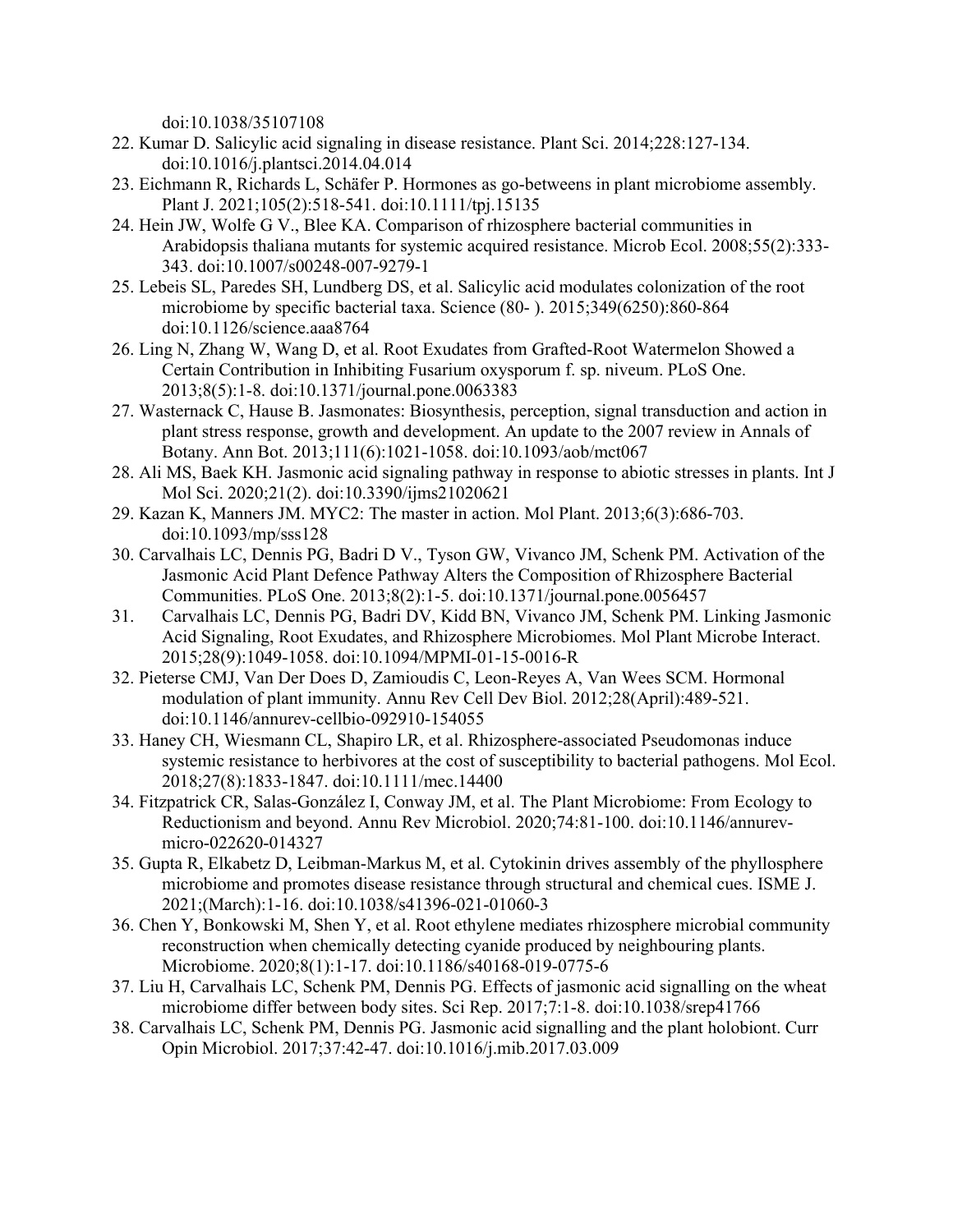doi:10.1038/35107108

22. Kumar D. Salicylic acid signaling in disease resistance. Plant Sci. 2014;228:127-134. doi:10.1016/j.plantsci.2014.04.014
23. Eichmann R, Richards L, Schäfer P. Hormones as go-betweens in plant microbiome assembly. Plant J. 2021;105(2):518-541. doi:10.1111/tpj.15135
24. Hein JW, Wolfe G V., Blee KA. Comparison of rhizosphere bacterial communities in Arabidopsis thaliana mutants for systemic acquired resistance. Microb Ecol. 2008;55(2):333-343. doi:10.1007/s00248-007-9279-1
25. Lebeis SL, Paredes SH, Lundberg DS, et al. Salicylic acid modulates colonization of the root microbiome by specific bacterial taxa. Science (80- ). 2015;349(6250):860-864 doi:10.1126/science.aaa8764
26. Ling N, Zhang W, Wang D, et al. Root Exudates from Grafted-Root Watermelon Showed a Certain Contribution in Inhibiting Fusarium oxysporum f. sp. niveum. PLoS One. 2013;8(5):1-8. doi:10.1371/journal.pone.0063383
27. Wasternack C, Hause B. Jasmonates: Biosynthesis, perception, signal transduction and action in plant stress response, growth and development. An update to the 2007 review in Annals of Botany. Ann Bot. 2013;111(6):1021-1058. doi:10.1093/aob/mct067
28. Ali MS, Baek KH. Jasmonic acid signaling pathway in response to abiotic stresses in plants. Int J Mol Sci. 2020;21(2). doi:10.3390/ijms21020621
29. Kazan K, Manners JM. MYC2: The master in action. Mol Plant. 2013;6(3):686-703. doi:10.1093/mp/sss128
30. Carvalhais LC, Dennis PG, Badri D V., Tyson GW, Vivanco JM, Schenk PM. Activation of the Jasmonic Acid Plant Defence Pathway Alters the Composition of Rhizosphere Bacterial Communities. PLoS One. 2013;8(2):1-5. doi:10.1371/journal.pone.0056457
31. Carvalhais LC, Dennis PG, Badri DV, Kidd BN, Vivanco JM, Schenk PM. Linking Jasmonic Acid Signaling, Root Exudates, and Rhizosphere Microbiomes. Mol Plant Microbe Interact. 2015;28(9):1049-1058. doi:10.1094/MPMI-01-15-0016-R
32. Pieterse CMJ, Van Der Does D, Zamioudis C, Leon-Reyes A, Van Wees SCM. Hormonal modulation of plant immunity. Annu Rev Cell Dev Biol. 2012;28(April):489-521. doi:10.1146/annurev-cellbio-092910-154055
33. Haney CH, Wiesmann CL, Shapiro LR, et al. Rhizosphere-associated Pseudomonas induce systemic resistance to herbivores at the cost of susceptibility to bacterial pathogens. Mol Ecol. 2018;27(8):1833-1847. doi:10.1111/mec.14400
34. Fitzpatrick CR, Salas-González I, Conway JM, et al. The Plant Microbiome: From Ecology to Reductionism and beyond. Annu Rev Microbiol. 2020;74:81-100. doi:10.1146/annurev-micro-022620-014327
35. Gupta R, Elkabetz D, Leibman-Markus M, et al. Cytokinin drives assembly of the phyllosphere microbiome and promotes disease resistance through structural and chemical cues. ISME J. 2021;(March):1-16. doi:10.1038/s41396-021-01060-3
36. Chen Y, Bonkowski M, Shen Y, et al. Root ethylene mediates rhizosphere microbial community reconstruction when chemically detecting cyanide produced by neighbouring plants. Microbiome. 2020;8(1):1-17. doi:10.1186/s40168-019-0775-6
37. Liu H, Carvalhais LC, Schenk PM, Dennis PG. Effects of jasmonic acid signalling on the wheat microbiome differ between body sites. Sci Rep. 2017;7:1-8. doi:10.1038/srep41766
38. Carvalhais LC, Schenk PM, Dennis PG. Jasmonic acid signalling and the plant holobiont. Curr Opin Microbiol. 2017;37:42-47. doi:10.1016/j.mib.2017.03.009